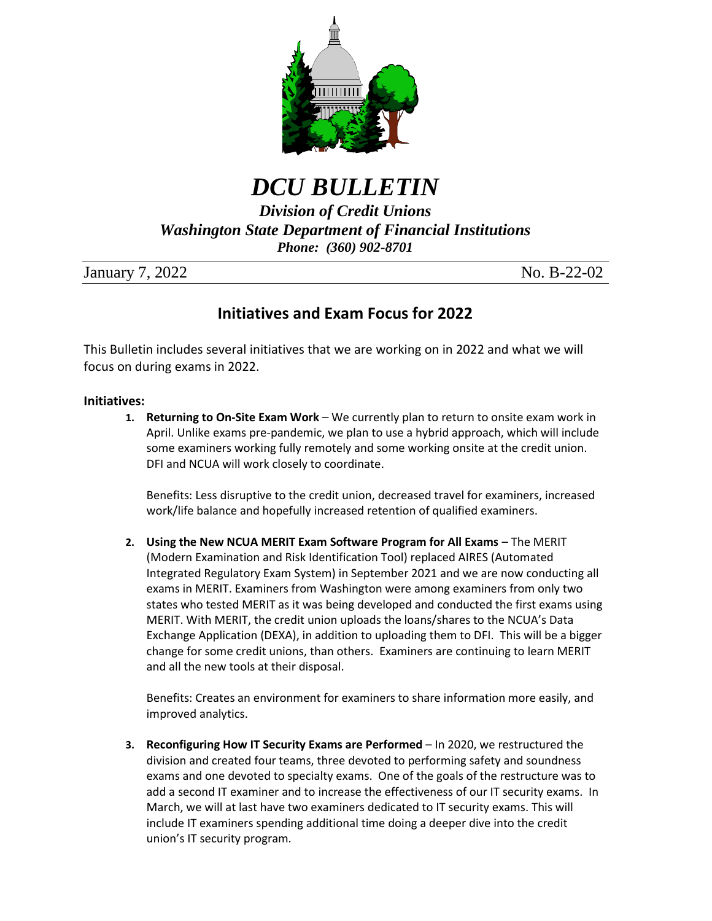# DCU BULLETIN

## *Division of Credit Unions*
## *Washington State Department of Financial Institutions*
***Phone: (360) 902-8701***

January 7, 2022 No. B-22-02

## Initiatives and Exam Focus for 2022

This Bulletin includes several initiatives that we are working on in 2022 and what we will focus on during exams in 2022.

### Initiatives:

1. **Returning to On-Site Exam Work** – We currently plan to return to onsite exam work in April. Unlike exams pre-pandemic, we plan to use a hybrid approach, which will include some examiners working fully remotely and some working onsite at the credit union. DFI and NCUA will work closely to coordinate.

   Benefits: Less disruptive to the credit union, decreased travel for examiners, increased work/life balance and hopefully increased retention of qualified examiners.

2. **Using the New NCUA MERIT Exam Software Program for All Exams** – The MERIT (Modern Examination and Risk Identification Tool) replaced AIRES (Automated Integrated Regulatory Exam System) in September 2021 and we are now conducting all exams in MERIT. Examiners from Washington were among examiners from only two states who tested MERIT as it was being developed and conducted the first exams using MERIT. With MERIT, the credit union uploads the loans/shares to the NCUA's Data Exchange Application (DEXA), in addition to uploading them to DFI. This will be a bigger change for some credit unions, than others. Examiners are continuing to learn MERIT and all the new tools at their disposal.

   Benefits: Creates an environment for examiners to share information more easily, and improved analytics.

3. **Reconfiguring How IT Security Exams are Performed** – In 2020, we restructured the division and created four teams, three devoted to performing safety and soundness exams and one devoted to specialty exams. One of the goals of the restructure was to add a second IT examiner and to increase the effectiveness of our IT security exams. In March, we will at last have two examiners dedicated to IT security exams. This will include IT examiners spending additional time doing a deeper dive into the credit union's IT security program.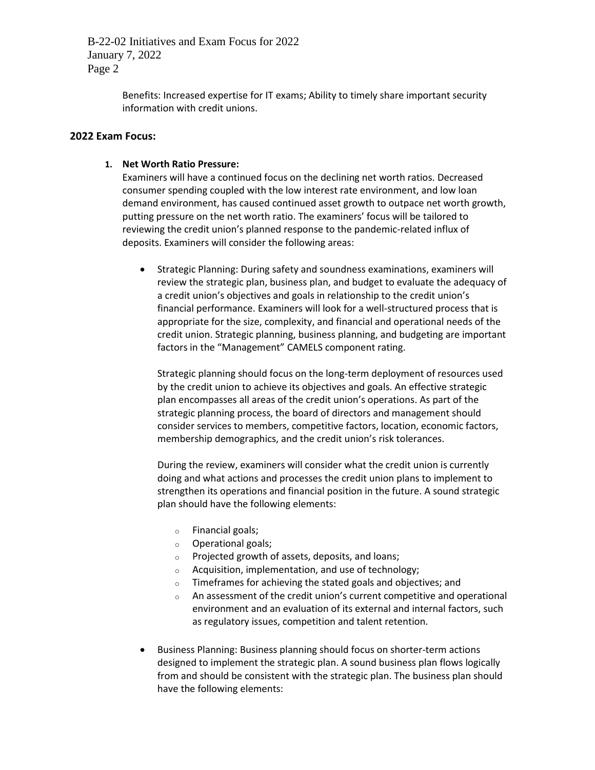Benefits: Increased expertise for IT exams; Ability to timely share important security information with credit unions.

## 2022 Exam Focus:

1. **Net Worth Ratio Pressure:**
   Examiners will have a continued focus on the declining net worth ratios. Decreased consumer spending coupled with the low interest rate environment, and low loan demand environment, has caused continued asset growth to outpace net worth growth, putting pressure on the net worth ratio. The examiners' focus will be tailored to reviewing the credit union's planned response to the pandemic-related influx of deposits. Examiners will consider the following areas:

   - Strategic Planning: During safety and soundness examinations, examiners will review the strategic plan, business plan, and budget to evaluate the adequacy of a credit union's objectives and goals in relationship to the credit union's financial performance. Examiners will look for a well-structured process that is appropriate for the size, complexity, and financial and operational needs of the credit union. Strategic planning, business planning, and budgeting are important factors in the "Management" CAMELS component rating.

     Strategic planning should focus on the long-term deployment of resources used by the credit union to achieve its objectives and goals. An effective strategic plan encompasses all areas of the credit union's operations. As part of the strategic planning process, the board of directors and management should consider services to members, competitive factors, location, economic factors, membership demographics, and the credit union's risk tolerances.

     During the review, examiners will consider what the credit union is currently doing and what actions and processes the credit union plans to implement to strengthen its operations and financial position in the future. A sound strategic plan should have the following elements:

     - Financial goals;
     - Operational goals;
     - Projected growth of assets, deposits, and loans;
     - Acquisition, implementation, and use of technology;
     - Timeframes for achieving the stated goals and objectives; and
     - An assessment of the credit union's current competitive and operational environment and an evaluation of its external and internal factors, such as regulatory issues, competition and talent retention.

   - Business Planning: Business planning should focus on shorter-term actions designed to implement the strategic plan. A sound business plan flows logically from and should be consistent with the strategic plan. The business plan should have the following elements: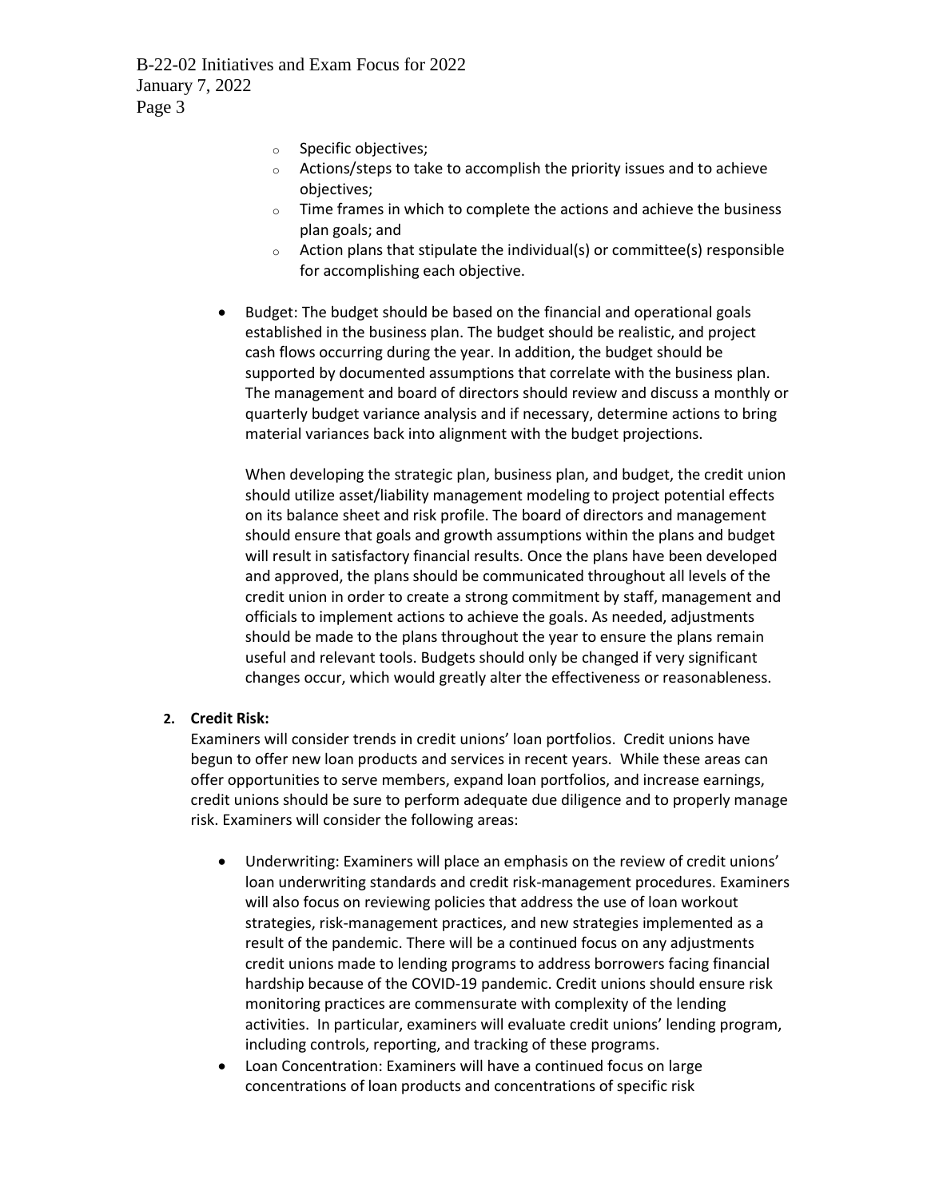- Specific objectives;
  - Actions/steps to take to accomplish the priority issues and to achieve objectives;
  - Time frames in which to complete the actions and achieve the business plan goals; and
  - Action plans that stipulate the individual(s) or committee(s) responsible for accomplishing each objective.

- Budget: The budget should be based on the financial and operational goals established in the business plan. The budget should be realistic, and project cash flows occurring during the year. In addition, the budget should be supported by documented assumptions that correlate with the business plan. The management and board of directors should review and discuss a monthly or quarterly budget variance analysis and if necessary, determine actions to bring material variances back into alignment with the budget projections.

  When developing the strategic plan, business plan, and budget, the credit union should utilize asset/liability management modeling to project potential effects on its balance sheet and risk profile. The board of directors and management should ensure that goals and growth assumptions within the plans and budget will result in satisfactory financial results. Once the plans have been developed and approved, the plans should be communicated throughout all levels of the credit union in order to create a strong commitment by staff, management and officials to implement actions to achieve the goals. As needed, adjustments should be made to the plans throughout the year to ensure the plans remain useful and relevant tools. Budgets should only be changed if very significant changes occur, which would greatly alter the effectiveness or reasonableness.

2. **Credit Risk:**
   Examiners will consider trends in credit unions' loan portfolios. Credit unions have begun to offer new loan products and services in recent years. While these areas can offer opportunities to serve members, expand loan portfolios, and increase earnings, credit unions should be sure to perform adequate due diligence and to properly manage risk. Examiners will consider the following areas:

   - Underwriting: Examiners will place an emphasis on the review of credit unions' loan underwriting standards and credit risk-management procedures. Examiners will also focus on reviewing policies that address the use of loan workout strategies, risk-management practices, and new strategies implemented as a result of the pandemic. There will be a continued focus on any adjustments credit unions made to lending programs to address borrowers facing financial hardship because of the COVID-19 pandemic. Credit unions should ensure risk monitoring practices are commensurate with complexity of the lending activities. In particular, examiners will evaluate credit unions' lending program, including controls, reporting, and tracking of these programs.
   - Loan Concentration: Examiners will have a continued focus on large concentrations of loan products and concentrations of specific risk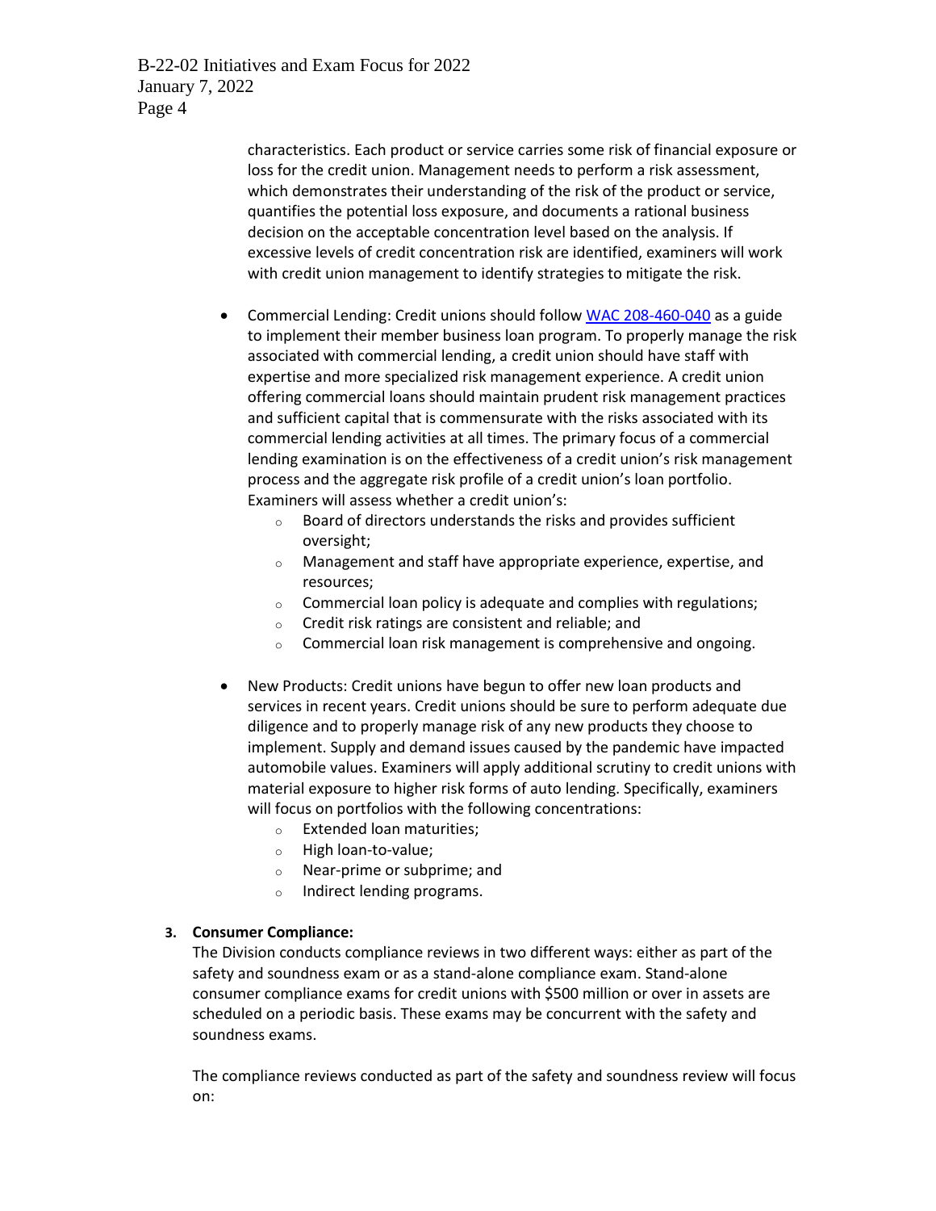characteristics. Each product or service carries some risk of financial exposure or loss for the credit union. Management needs to perform a risk assessment, which demonstrates their understanding of the risk of the product or service, quantifies the potential loss exposure, and documents a rational business decision on the acceptable concentration level based on the analysis. If excessive levels of credit concentration risk are identified, examiners will work with credit union management to identify strategies to mitigate the risk.

- Commercial Lending: Credit unions should follow [WAC 208-460-040](WAC 208-460-040) as a guide to implement their member business loan program. To properly manage the risk associated with commercial lending, a credit union should have staff with expertise and more specialized risk management experience. A credit union offering commercial loans should maintain prudent risk management practices and sufficient capital that is commensurate with the risks associated with its commercial lending activities at all times. The primary focus of a commercial lending examination is on the effectiveness of a credit union's risk management process and the aggregate risk profile of a credit union's loan portfolio. Examiners will assess whether a credit union's:
  - Board of directors understands the risks and provides sufficient oversight;
  - Management and staff have appropriate experience, expertise, and resources;
  - Commercial loan policy is adequate and complies with regulations;
  - Credit risk ratings are consistent and reliable; and
  - Commercial loan risk management is comprehensive and ongoing.

- New Products: Credit unions have begun to offer new loan products and services in recent years. Credit unions should be sure to perform adequate due diligence and to properly manage risk of any new products they choose to implement. Supply and demand issues caused by the pandemic have impacted automobile values. Examiners will apply additional scrutiny to credit unions with material exposure to higher risk forms of auto lending. Specifically, examiners will focus on portfolios with the following concentrations:
  - Extended loan maturities;
  - High loan-to-value;
  - Near-prime or subprime; and
  - Indirect lending programs.

3. **Consumer Compliance:**

The Division conducts compliance reviews in two different ways: either as part of the safety and soundness exam or as a stand-alone compliance exam. Stand-alone consumer compliance exams for credit unions with $500 million or over in assets are scheduled on a periodic basis. These exams may be concurrent with the safety and soundness exams.

The compliance reviews conducted as part of the safety and soundness review will focus on: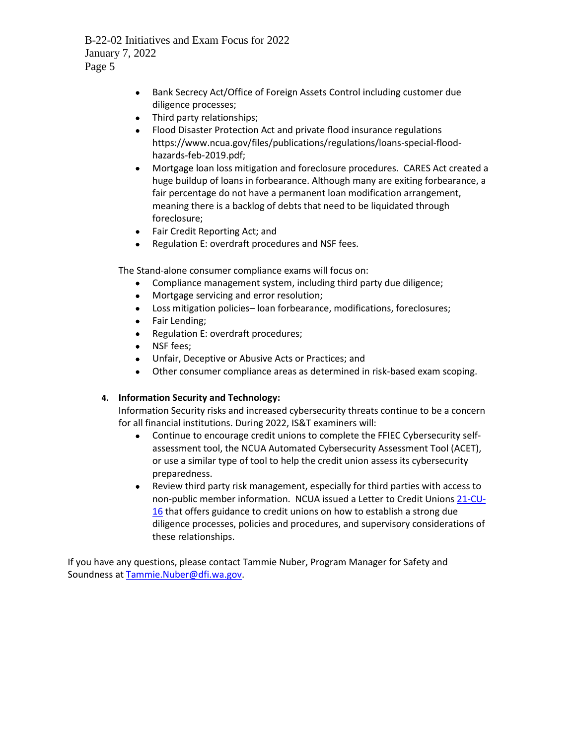- Bank Secrecy Act/Office of Foreign Assets Control including customer due diligence processes;
- Third party relationships;
- Flood Disaster Protection Act and private flood insurance regulations https://www.ncua.gov/files/publications/regulations/loans-special-flood-hazards-feb-2019.pdf;
- Mortgage loan loss mitigation and foreclosure procedures. CARES Act created a huge buildup of loans in forbearance. Although many are exiting forbearance, a fair percentage do not have a permanent loan modification arrangement, meaning there is a backlog of debts that need to be liquidated through foreclosure;
- Fair Credit Reporting Act; and
- Regulation E: overdraft procedures and NSF fees.

The Stand-alone consumer compliance exams will focus on:

- Compliance management system, including third party due diligence;
- Mortgage servicing and error resolution;
- Loss mitigation policies– loan forbearance, modifications, foreclosures;
- Fair Lending;
- Regulation E: overdraft procedures;
- NSF fees;
- Unfair, Deceptive or Abusive Acts or Practices; and
- Other consumer compliance areas as determined in risk-based exam scoping.

4. **Information Security and Technology:**

Information Security risks and increased cybersecurity threats continue to be a concern for all financial institutions. During 2022, IS&T examiners will:

- Continue to encourage credit unions to complete the FFIEC Cybersecurity self-assessment tool, the NCUA Automated Cybersecurity Assessment Tool (ACET), or use a similar type of tool to help the credit union assess its cybersecurity preparedness.
- Review third party risk management, especially for third parties with access to non-public member information. NCUA issued a Letter to Credit Unions 21-CU-16 that offers guidance to credit unions on how to establish a strong due diligence processes, policies and procedures, and supervisory considerations of these relationships.

If you have any questions, please contact Tammie Nuber, Program Manager for Safety and Soundness at Tammie.Nuber@dfi.wa.gov.